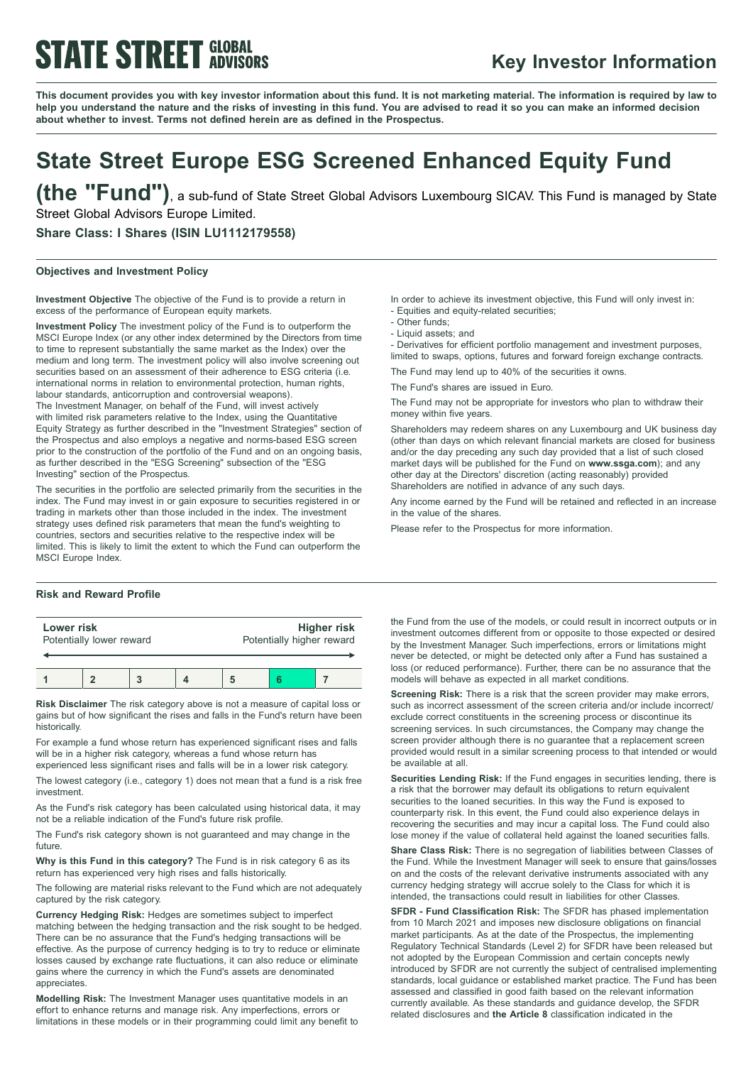**STATE STREET GLOBAL ADVISORS**

## Key Investor Information

**This document provides you with key investor information about this fund. It is not marketing material. The information is required by law to help you understand the nature and the risks of investing in this fund. You are advised to read it so you can make an informed decision about whether to invest. Terms not defined herein are as defined in the Prospectus.**

# State Street Europe ESG Screened Enhanced Equity Fund (the "Fund")

, a sub-fund of State Street Global Advisors Luxembourg SICAV. This Fund is managed by State Street Global Advisors Europe Limited.

**Share Class: I Shares (ISIN LU1112179558)**

### Objectives and Investment Policy

**Investment Objective** The objective of the Fund is to provide a return in excess of the performance of European equity markets.

**Investment Policy** The investment policy of the Fund is to outperform the MSCI Europe Index (or any other index determined by the Directors from time to time to represent substantially the same market as the Index) over the medium and long term. The investment policy will also involve screening out securities based on an assessment of their adherence to ESG criteria (i.e. international norms in relation to environmental protection, human rights, labour standards, anticorruption and controversial weapons).
The Investment Manager, on behalf of the Fund, will invest actively with limited risk parameters relative to the Index, using the Quantitative Equity Strategy as further described in the "Investment Strategies" section of the Prospectus and also employs a negative and norms-based ESG screen prior to the construction of the portfolio of the Fund and on an ongoing basis, as further described in the "ESG Screening" subsection of the "ESG Investing" section of the Prospectus.

The securities in the portfolio are selected primarily from the securities in the index. The Fund may invest in or gain exposure to securities registered in or trading in markets other than those included in the index. The investment strategy uses defined risk parameters that mean the fund's weighting to countries, sectors and securities relative to the respective index will be limited. This is likely to limit the extent to which the Fund can outperform the MSCI Europe Index.

In order to achieve its investment objective, this Fund will only invest in:
- Equities and equity-related securities;
- Other funds;
- Liquid assets; and
- Derivatives for efficient portfolio management and investment purposes, limited to swaps, options, futures and forward foreign exchange contracts.

The Fund may lend up to 40% of the securities it owns.

The Fund's shares are issued in Euro.

The Fund may not be appropriate for investors who plan to withdraw their money within five years.

Shareholders may redeem shares on any Luxembourg and UK business day (other than days on which relevant financial markets are closed for business and/or the day preceding any such day provided that a list of such closed market days will be published for the Fund on **www.ssga.com**); and any other day at the Directors' discretion (acting reasonably) provided Shareholders are notified in advance of any such days.

Any income earned by the Fund will be retained and reflected in an increase in the value of the shares.

Please refer to the Prospectus for more information.

### Risk and Reward Profile

| Lower risk<br>Potentially lower reward | | | | | | Higher risk<br>Potentially higher reward |
|---|---|---|---|---|---|---|
| 1 | 2 | 3 | 4 | 5 | **6** | 7 |

**Risk Disclaimer** The risk category above is not a measure of capital loss or gains but of how significant the rises and falls in the Fund's return have been historically.

For example a fund whose return has experienced significant rises and falls will be in a higher risk category, whereas a fund whose return has experienced less significant rises and falls will be in a lower risk category.

The lowest category (i.e., category 1) does not mean that a fund is a risk free investment.

As the Fund's risk category has been calculated using historical data, it may not be a reliable indication of the Fund's future risk profile.

The Fund's risk category shown is not guaranteed and may change in the future.

**Why is this Fund in this category?** The Fund is in risk category 6 as its return has experienced very high rises and falls historically.

The following are material risks relevant to the Fund which are not adequately captured by the risk category.

**Currency Hedging Risk:** Hedges are sometimes subject to imperfect matching between the hedging transaction and the risk sought to be hedged. There can be no assurance that the Fund's hedging transactions will be effective. As the purpose of currency hedging is to try to reduce or eliminate losses caused by exchange rate fluctuations, it can also reduce or eliminate gains where the currency in which the Fund's assets are denominated appreciates.

**Modelling Risk:** The Investment Manager uses quantitative models in an effort to enhance returns and manage risk. Any imperfections, errors or limitations in these models or in their programming could limit any benefit to the Fund from the use of the models, or could result in incorrect outputs or in investment outcomes different from or opposite to those expected or desired by the Investment Manager. Such imperfections, errors or limitations might never be detected, or might be detected only after a Fund has sustained a loss (or reduced performance). Further, there can be no assurance that the models will behave as expected in all market conditions.

**Screening Risk:** There is a risk that the screen provider may make errors, such as incorrect assessment of the screen criteria and/or include incorrect/ exclude correct constituents in the screening process or discontinue its screening services. In such circumstances, the Company may change the screen provider although there is no guarantee that a replacement screen provided would result in a similar screening process to that intended or would be available at all.

**Securities Lending Risk:** If the Fund engages in securities lending, there is a risk that the borrower may default its obligations to return equivalent securities to the loaned securities. In this way the Fund is exposed to counterparty risk. In this event, the Fund could also experience delays in recovering the securities and may incur a capital loss. The Fund could also lose money if the value of collateral held against the loaned securities falls.

**Share Class Risk:** There is no segregation of liabilities between Classes of the Fund. While the Investment Manager will seek to ensure that gains/losses on and the costs of the relevant derivative instruments associated with any currency hedging strategy will accrue solely to the Class for which it is intended, the transactions could result in liabilities for other Classes.

**SFDR - Fund Classification Risk:** The SFDR has phased implementation from 10 March 2021 and imposes new disclosure obligations on financial market participants. As at the date of the Prospectus, the implementing Regulatory Technical Standards (Level 2) for SFDR have been released but not adopted by the European Commission and certain concepts newly introduced by SFDR are not currently the subject of centralised implementing standards, local guidance or established market practice. The Fund has been assessed and classified in good faith based on the relevant information currently available. As these standards and guidance develop, the SFDR related disclosures and **the Article 8** classification indicated in the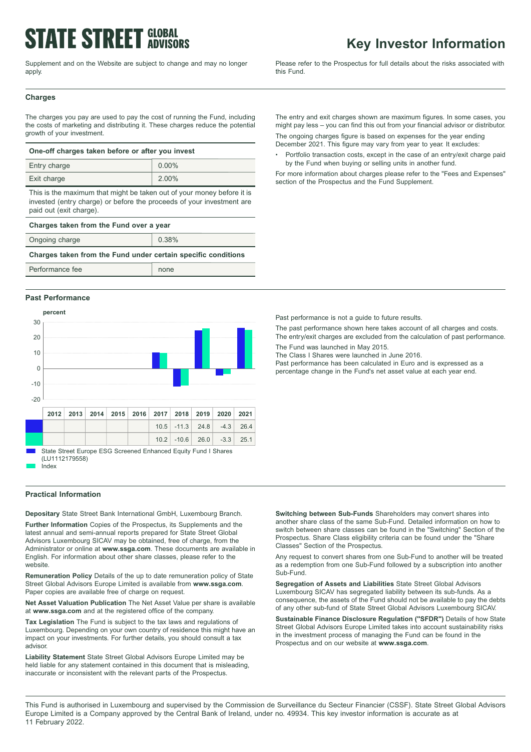Supplement and on the Website are subject to change and may no longer apply.

Please refer to the Prospectus for full details about the risks associated with this Fund.

## Charges

The charges you pay are used to pay the cost of running the Fund, including the costs of marketing and distributing it. These charges reduce the potential growth of your investment.

| One-off charges taken before or after you invest | |
|---|---|
| Entry charge | 0.00% |
| Exit charge | 2.00% |

This is the maximum that might be taken out of your money before it is invested (entry charge) or before the proceeds of your investment are paid out (exit charge).

| Charges taken from the Fund over a year | |
|---|---|
| Ongoing charge | 0.38% |

| Charges taken from the Fund under certain specific conditions | |
|---|---|
| Performance fee | none |

The entry and exit charges shown are maximum figures. In some cases, you might pay less – you can find this out from your financial advisor or distributor.

The ongoing charges figure is based on expenses for the year ending December 2021. This figure may vary from year to year. It excludes:

- Portfolio transaction costs, except in the case of an entry/exit charge paid by the Fund when buying or selling units in another fund.

For more information about charges please refer to the "Fees and Expenses" section of the Prospectus and the Fund Supplement.

## Past Performance

percent

30
20
10
0
-10
-20

| | 2012 | 2013 | 2014 | 2015 | 2016 | 2017 | 2018 | 2019 | 2020 | 2021 |
|---|---|---|---|---|---|---|---|---|---|---|
| State Street Europe ESG Screened Enhanced Equity Fund I Shares | | | | | | 10.5 | -11.3 | 24.8 | -4.3 | 26.4 |
| Index | | | | | | 10.2 | -10.6 | 26.0 | -3.3 | 25.1 |

State Street Europe ESG Screened Enhanced Equity Fund I Shares (LU1112179558)
Index

Past performance is not a guide to future results.

The past performance shown here takes account of all charges and costs. The entry/exit charges are excluded from the calculation of past performance.

The Fund was launched in May 2015.
The Class I Shares were launched in June 2016.
Past performance has been calculated in Euro and is expressed as a percentage change in the Fund's net asset value at each year end.

## Practical Information

**Depositary** State Street Bank International GmbH, Luxembourg Branch.

**Further Information** Copies of the Prospectus, its Supplements and the latest annual and semi-annual reports prepared for State Street Global Advisors Luxembourg SICAV may be obtained, free of charge, from the Administrator or online at **www.ssga.com**. These documents are available in English. For information about other share classes, please refer to the website.

**Remuneration Policy** Details of the up to date remuneration policy of State Street Global Advisors Europe Limited is available from **www.ssga.com**. Paper copies are available free of charge on request.

**Net Asset Valuation Publication** The Net Asset Value per share is available at **www.ssga.com** and at the registered office of the company.

**Tax Legislation** The Fund is subject to the tax laws and regulations of Luxembourg. Depending on your own country of residence this might have an impact on your investments. For further details, you should consult a tax advisor.

**Liability Statement** State Street Global Advisors Europe Limited may be held liable for any statement contained in this document that is misleading, inaccurate or inconsistent with the relevant parts of the Prospectus.

**Switching between Sub-Funds** Shareholders may convert shares into another share class of the same Sub-Fund. Detailed information on how to switch between share classes can be found in the "Switching" Section of the Prospectus. Share Class eligibility criteria can be found under the "Share Classes" Section of the Prospectus.

Any request to convert shares from one Sub-Fund to another will be treated as a redemption from one Sub-Fund followed by a subscription into another Sub-Fund.

**Segregation of Assets and Liabilities** State Street Global Advisors Luxembourg SICAV has segregated liability between its sub-funds. As a consequence, the assets of the Fund should not be available to pay the debts of any other sub-fund of State Street Global Advisors Luxembourg SICAV.

**Sustainable Finance Disclosure Regulation ("SFDR")** Details of how State Street Global Advisors Europe Limited takes into account sustainability risks in the investment process of managing the Fund can be found in the Prospectus and on our website at **www.ssga.com**.

This Fund is authorised in Luxembourg and supervised by the Commission de Surveillance du Secteur Financier (CSSF). State Street Global Advisors Europe Limited is a Company approved by the Central Bank of Ireland, under no. 49934. This key investor information is accurate as at 11 February 2022.